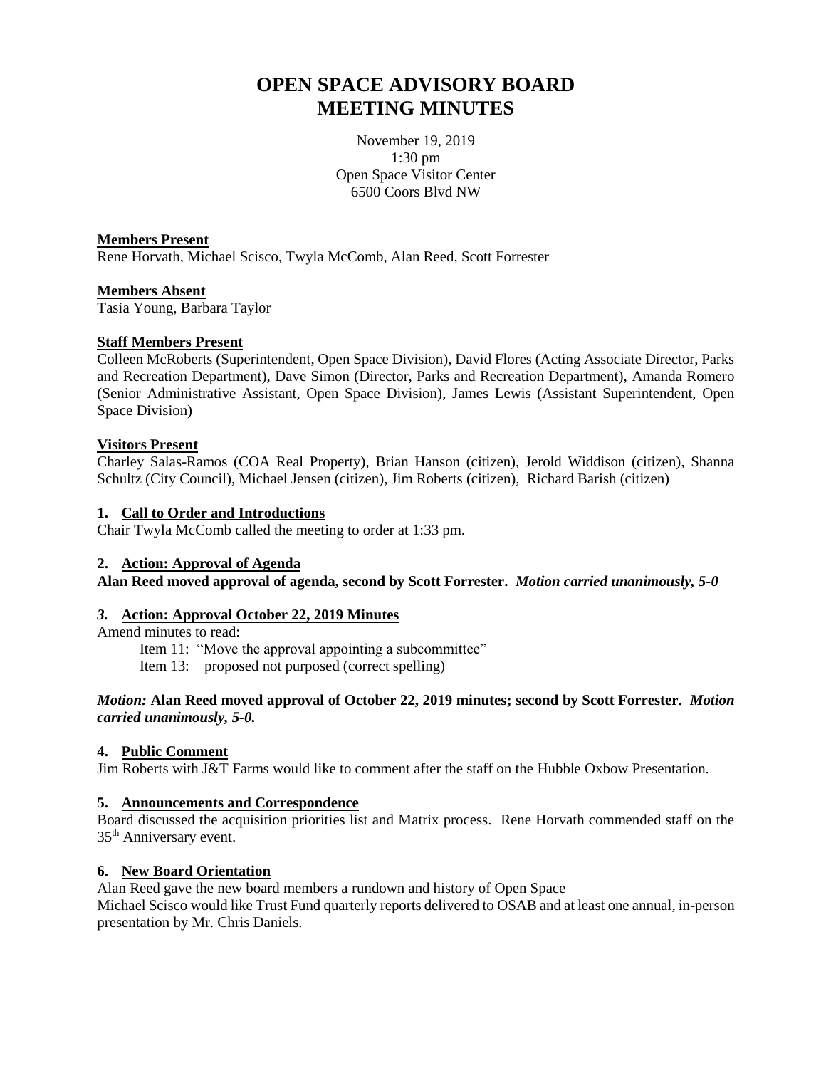# OPEN SPACE ADVISORY BOARD
# MEETING MINUTES

November 19, 2019
1:30 pm
Open Space Visitor Center
6500 Coors Blvd NW

**Members Present**
Rene Horvath, Michael Scisco, Twyla McComb, Alan Reed, Scott Forrester

**Members Absent**
Tasia Young, Barbara Taylor

**Staff Members Present**
Colleen McRoberts (Superintendent, Open Space Division), David Flores (Acting Associate Director, Parks and Recreation Department), Dave Simon (Director, Parks and Recreation Department), Amanda Romero (Senior Administrative Assistant, Open Space Division), James Lewis (Assistant Superintendent, Open Space Division)

**Visitors Present**
Charley Salas-Ramos (COA Real Property), Brian Hanson (citizen), Jerold Widdison (citizen), Shanna Schultz (City Council), Michael Jensen (citizen), Jim Roberts (citizen), Richard Barish (citizen)

**1. Call to Order and Introductions**
Chair Twyla McComb called the meeting to order at 1:33 pm.

**2. Action: Approval of Agenda**
**Alan Reed moved approval of agenda, second by Scott Forrester.** ***Motion carried unanimously, 5-0***

***3.* Action: Approval October 22, 2019 Minutes**
Amend minutes to read:
    Item 11: "Move the approval appointing a subcommittee"
    Item 13: proposed not purposed (correct spelling)

***Motion:* Alan Reed moved approval of October 22, 2019 minutes; second by Scott Forrester.** ***Motion carried unanimously, 5-0.***

**4. Public Comment**
Jim Roberts with J&T Farms would like to comment after the staff on the Hubble Oxbow Presentation.

**5. Announcements and Correspondence**
Board discussed the acquisition priorities list and Matrix process. Rene Horvath commended staff on the 35th Anniversary event.

**6. New Board Orientation**
Alan Reed gave the new board members a rundown and history of Open Space
Michael Scisco would like Trust Fund quarterly reports delivered to OSAB and at least one annual, in-person presentation by Mr. Chris Daniels.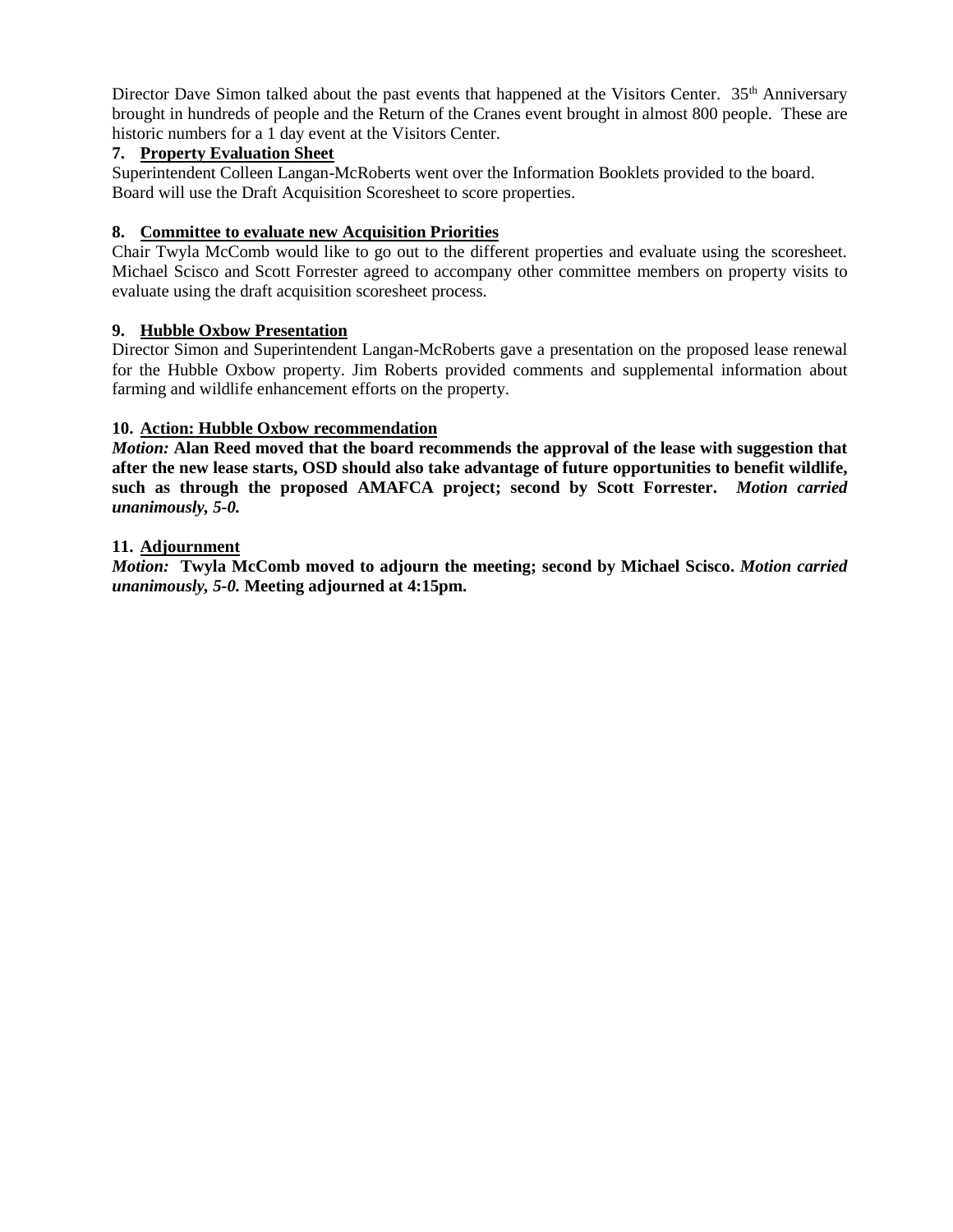Director Dave Simon talked about the past events that happened at the Visitors Center. 35th Anniversary brought in hundreds of people and the Return of the Cranes event brought in almost 800 people. These are historic numbers for a 1 day event at the Visitors Center.

**7. Property Evaluation Sheet**

Superintendent Colleen Langan-McRoberts went over the Information Booklets provided to the board. Board will use the Draft Acquisition Scoresheet to score properties.

**8. Committee to evaluate new Acquisition Priorities**

Chair Twyla McComb would like to go out to the different properties and evaluate using the scoresheet. Michael Scisco and Scott Forrester agreed to accompany other committee members on property visits to evaluate using the draft acquisition scoresheet process.

**9. Hubble Oxbow Presentation**

Director Simon and Superintendent Langan-McRoberts gave a presentation on the proposed lease renewal for the Hubble Oxbow property. Jim Roberts provided comments and supplemental information about farming and wildlife enhancement efforts on the property.

**10. Action: Hubble Oxbow recommendation**

***Motion:*** **Alan Reed moved that the board recommends the approval of the lease with suggestion that after the new lease starts, OSD should also take advantage of future opportunities to benefit wildlife, such as through the proposed AMAFCA project; second by Scott Forrester.** ***Motion carried unanimously, 5-0.***

**11. Adjournment**

***Motion:*** **Twyla McComb moved to adjourn the meeting; second by Michael Scisco.** ***Motion carried unanimously, 5-0.*** **Meeting adjourned at 4:15pm.**